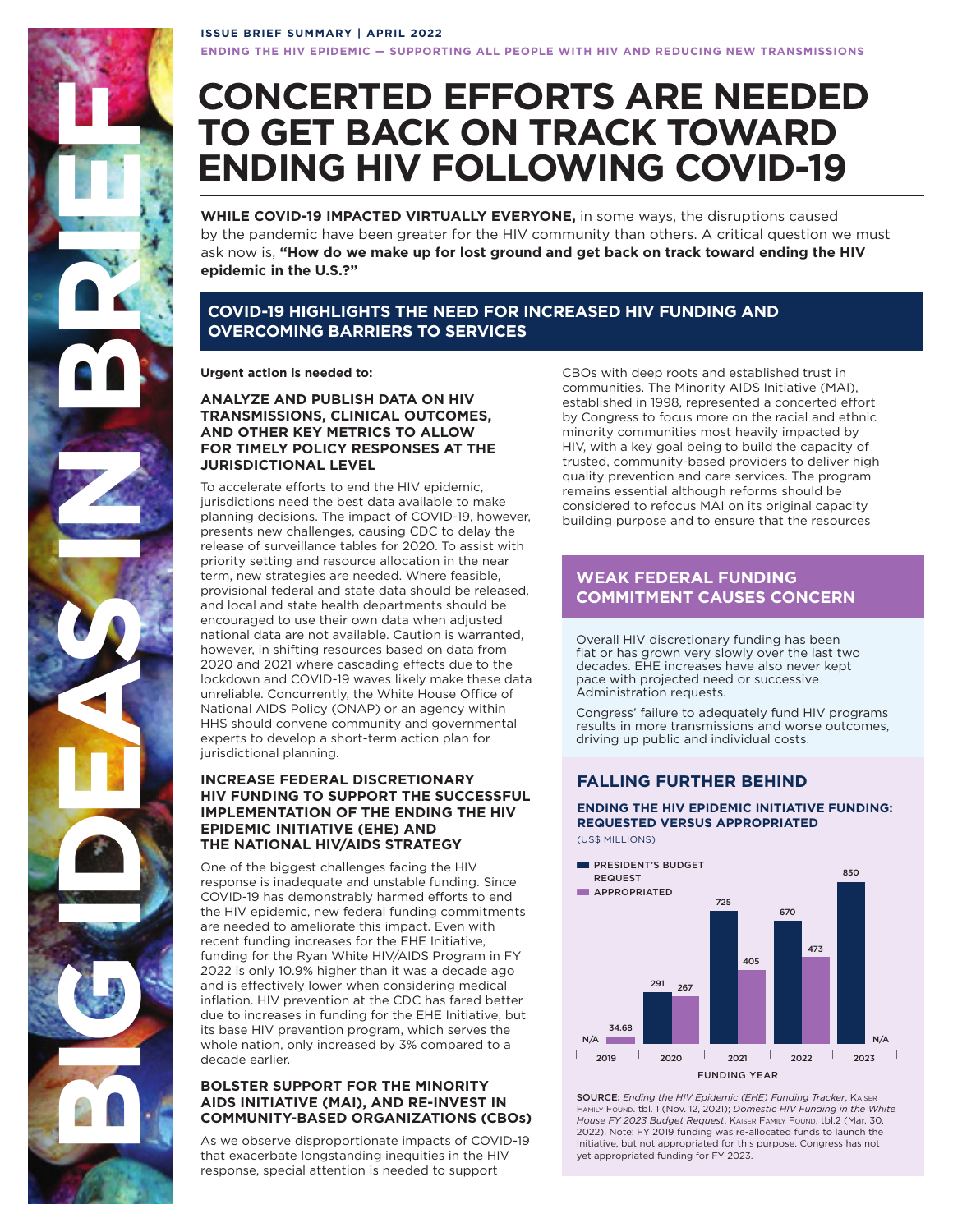BIG IDEAS IN BRIEF

**ISSUE BRIEF SUMMARY | APRIL 2022**

**ENDING THE HIV EPIDEMIC — SUPPORTING ALL PEOPLE WITH HIV AND REDUCING NEW TRANSMISSIONS**

# CONCERTED EFFORTS ARE NEEDED TO GET BACK ON TRACK TOWARD ENDING HIV FOLLOWING COVID-19

**WHILE COVID-19 IMPACTED VIRTUALLY EVERYONE,** in some ways, the disruptions caused by the pandemic have been greater for the HIV community than others. A critical question we must ask now is, **"How do we make up for lost ground and get back on track toward ending the HIV epidemic in the U.S.?"**

## COVID-19 HIGHLIGHTS THE NEED FOR INCREASED HIV FUNDING AND OVERCOMING BARRIERS TO SERVICES

**Urgent action is needed to:**

### ANALYZE AND PUBLISH DATA ON HIV TRANSMISSIONS, CLINICAL OUTCOMES, AND OTHER KEY METRICS TO ALLOW FOR TIMELY POLICY RESPONSES AT THE JURISDICTIONAL LEVEL

To accelerate efforts to end the HIV epidemic, jurisdictions need the best data available to make planning decisions. The impact of COVID-19, however, presents new challenges, causing CDC to delay the release of surveillance tables for 2020. To assist with priority setting and resource allocation in the near term, new strategies are needed. Where feasible, provisional federal and state data should be released, and local and state health departments should be encouraged to use their own data when adjusted national data are not available. Caution is warranted, however, in shifting resources based on data from 2020 and 2021 where cascading effects due to the lockdown and COVID-19 waves likely make these data unreliable. Concurrently, the White House Office of National AIDS Policy (ONAP) or an agency within HHS should convene community and governmental experts to develop a short-term action plan for jurisdictional planning.

### INCREASE FEDERAL DISCRETIONARY HIV FUNDING TO SUPPORT THE SUCCESSFUL IMPLEMENTATION OF THE ENDING THE HIV EPIDEMIC INITIATIVE (EHE) AND THE NATIONAL HIV/AIDS STRATEGY

One of the biggest challenges facing the HIV response is inadequate and unstable funding. Since COVID-19 has demonstrably harmed efforts to end the HIV epidemic, new federal funding commitments are needed to ameliorate this impact. Even with recent funding increases for the EHE Initiative, funding for the Ryan White HIV/AIDS Program in FY 2022 is only 10.9% higher than it was a decade ago and is effectively lower when considering medical inflation. HIV prevention at the CDC has fared better due to increases in funding for the EHE Initiative, but its base HIV prevention program, which serves the whole nation, only increased by 3% compared to a decade earlier.

### BOLSTER SUPPORT FOR THE MINORITY AIDS INITIATIVE (MAI), AND RE-INVEST IN COMMUNITY-BASED ORGANIZATIONS (CBOs)

As we observe disproportionate impacts of COVID-19 that exacerbate longstanding inequities in the HIV response, special attention is needed to support CBOs with deep roots and established trust in communities. The Minority AIDS Initiative (MAI), established in 1998, represented a concerted effort by Congress to focus more on the racial and ethnic minority communities most heavily impacted by HIV, with a key goal being to build the capacity of trusted, community-based providers to deliver high quality prevention and care services. The program remains essential although reforms should be considered to refocus MAI on its original capacity building purpose and to ensure that the resources

## WEAK FEDERAL FUNDING COMMITMENT CAUSES CONCERN

Overall HIV discretionary funding has been flat or has grown very slowly over the last two decades. EHE increases have also never kept pace with projected need or successive Administration requests.

Congress' failure to adequately fund HIV programs results in more transmissions and worse outcomes, driving up public and individual costs.

## FALLING FURTHER BEHIND

**ENDING THE HIV EPIDEMIC INITIATIVE FUNDING: REQUESTED VERSUS APPROPRIATED**

(US$ MILLIONS)

| Funding Year | President's Budget Request | Appropriated |
|---|---|---|
| 2019 | N/A | 34.68 |
| 2020 | 291 | 267 |
| 2021 | 725 | 405 |
| 2022 | 670 | 473 |
| 2023 | 850 | N/A |

SOURCE: *Ending the HIV Epidemic (EHE) Funding Tracker*, Kaiser Family Found. tbl. 1 (Nov. 12, 2021); *Domestic HIV Funding in the White House FY 2023 Budget Request*, Kaiser Family Found. tbl.2 (Mar. 30, 2022). Note: FY 2019 funding was re-allocated funds to launch the Initiative, but not appropriated for this purpose. Congress has not yet appropriated funding for FY 2023.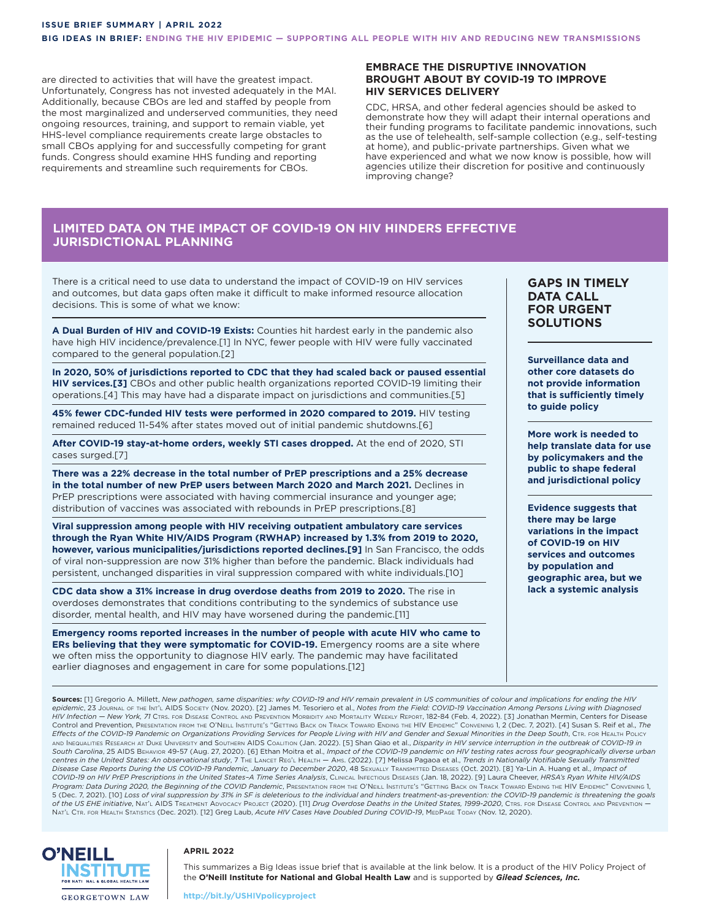are directed to activities that will have the greatest impact. Unfortunately, Congress has not invested adequately in the MAI. Additionally, because CBOs are led and staffed by people from the most marginalized and underserved communities, they need ongoing resources, training, and support to remain viable, yet HHS-level compliance requirements create large obstacles to small CBOs applying for and successfully competing for grant funds. Congress should examine HHS funding and reporting requirements and streamline such requirements for CBOs.

### EMBRACE THE DISRUPTIVE INNOVATION BROUGHT ABOUT BY COVID-19 TO IMPROVE HIV SERVICES DELIVERY

CDC, HRSA, and other federal agencies should be asked to demonstrate how they will adapt their internal operations and their funding programs to facilitate pandemic innovations, such as the use of telehealth, self-sample collection (e.g., self-testing at home), and public-private partnerships. Given what we have experienced and what we now know is possible, how will agencies utilize their discretion for positive and continuously improving change?

## LIMITED DATA ON THE IMPACT OF COVID-19 ON HIV HINDERS EFFECTIVE JURISDICTIONAL PLANNING

There is a critical need to use data to understand the impact of COVID-19 on HIV services and outcomes, but data gaps often make it difficult to make informed resource allocation decisions. This is some of what we know:

**A Dual Burden of HIV and COVID-19 Exists:** Counties hit hardest early in the pandemic also have high HIV incidence/prevalence.[1] In NYC, fewer people with HIV were fully vaccinated compared to the general population.[2]

**In 2020, 50% of jurisdictions reported to CDC that they had scaled back or paused essential HIV services.[3]** CBOs and other public health organizations reported COVID-19 limiting their operations.[4] This may have had a disparate impact on jurisdictions and communities.[5]

**45% fewer CDC-funded HIV tests were performed in 2020 compared to 2019.** HIV testing remained reduced 11-54% after states moved out of initial pandemic shutdowns.[6]

**After COVID-19 stay-at-home orders, weekly STI cases dropped.** At the end of 2020, STI cases surged.[7]

**There was a 22% decrease in the total number of PrEP prescriptions and a 25% decrease in the total number of new PrEP users between March 2020 and March 2021.** Declines in PrEP prescriptions were associated with having commercial insurance and younger age; distribution of vaccines was associated with rebounds in PrEP prescriptions.[8]

**Viral suppression among people with HIV receiving outpatient ambulatory care services through the Ryan White HIV/AIDS Program (RWHAP) increased by 1.3% from 2019 to 2020, however, various municipalities/jurisdictions reported declines.[9]** In San Francisco, the odds of viral non-suppression are now 31% higher than before the pandemic. Black individuals had persistent, unchanged disparities in viral suppression compared with white individuals.[10]

**CDC data show a 31% increase in drug overdose deaths from 2019 to 2020.** The rise in overdoses demonstrates that conditions contributing to the syndemics of substance use disorder, mental health, and HIV may have worsened during the pandemic.[11]

**Emergency rooms reported increases in the number of people with acute HIV who came to ERs believing that they were symptomatic for COVID-19.** Emergency rooms are a site where we often miss the opportunity to diagnose HIV early. The pandemic may have facilitated earlier diagnoses and engagement in care for some populations.[12]

### GAPS IN TIMELY DATA CALL FOR URGENT SOLUTIONS

**Surveillance data and other core datasets do not provide information that is sufficiently timely to guide policy**

**More work is needed to help translate data for use by policymakers and the public to shape federal and jurisdictional policy**

**Evidence suggests that there may be large variations in the impact of COVID-19 on HIV services and outcomes by population and geographic area, but we lack a systemic analysis**

**Sources:** [1] Gregorio A. Millett, *New pathogen, same disparities: why COVID-19 and HIV remain prevalent in US communities of colour and implications for ending the HIV epidemic*, 23 Journal of the Int'l AIDS Society (Nov. 2020). [2] James M. Tesoriero et al., *Notes from the Field: COVID-19 Vaccination Among Persons Living with Diagnosed HIV Infection — New York, 71* Ctrs. for Disease Control and Prevention Morbidity and Mortality Weekly Report, 182-84 (Feb. 4, 2022). [3] Jonathan Mermin, Centers for Disease Control and Prevention, Presentation from the O'Neill Institute's "Getting Back on Track Toward Ending the HIV Epidemic" Convening 1, 2 (Dec. 7, 2021). [4] Susan S. Reif et al., *The Effects of the COVID-19 Pandemic on Organizations Providing Services for People Living with HIV and Gender and Sexual Minorities in the Deep South*, Ctr. for Health Policy and Inequalities Research at Duke University and Southern AIDS Coalition (Jan. 2022). [5] Shan Qiao et al., *Disparity in HIV service interruption in the outbreak of COVID-19 in South Carolina*, 25 AIDS Behavior 49-57 (Aug. 27, 2020). [6] Ethan Moitra et al., *Impact of the COVID-19 pandemic on HIV testing rates across four geographically diverse urban centres in the United States: An observational study*, 7 The Lancet Reg'l Health — Ams. (2022). [7] Melissa Pagaoa et al., *Trends in Nationally Notifiable Sexually Transmitted Disease Case Reports During the US COVID-19 Pandemic, January to December 2020*, 48 Sexually Transmitted Diseases (Oct. 2021). [8] Ya-Lin A. Huang et al., *Impact of COVID-19 on HIV PrEP Prescriptions in the United States–A Time Series Analysis*, Clinical Infectious Diseases (Jan. 18, 2022). [9] Laura Cheever, *HRSA's Ryan White HIV/AIDS Program: Data During 2020, the Beginning of the COVID Pandemic*, Presentation from the O'Neill Institute's "Getting Back on Track Toward Ending the HIV Epidemic" Convening 1, 5 (Dec. 7, 2021). [10] *Loss of viral suppression by 31% in SF is deleterious to the individual and hinders treatment-as-prevention: the COVID-19 pandemic is threatening the goals of the US EHE initiative*, Nat'l AIDS Treatment Advocacy Project (2020). [11] *Drug Overdose Deaths in the United States, 1999-2020*, Ctrs. for Disease Control and Prevention — Nat'l Ctr. for Health Statistics (Dec. 2021). [12] Greg Laub, *Acute HIV Cases Have Doubled During COVID-19*, MedPage Today (Nov. 12, 2020).

O'NEILL INSTITUTE FOR NATIONAL & GLOBAL HEALTH LAW

GEORGETOWN LAW

**APRIL 2022**

This summarizes a Big Ideas issue brief that is available at the link below. It is a product of the HIV Policy Project of the **O'Neill Institute for National and Global Health Law** and is supported by ***Gilead Sciences, Inc.***

**http://bit.ly/USHIVpolicyproject**